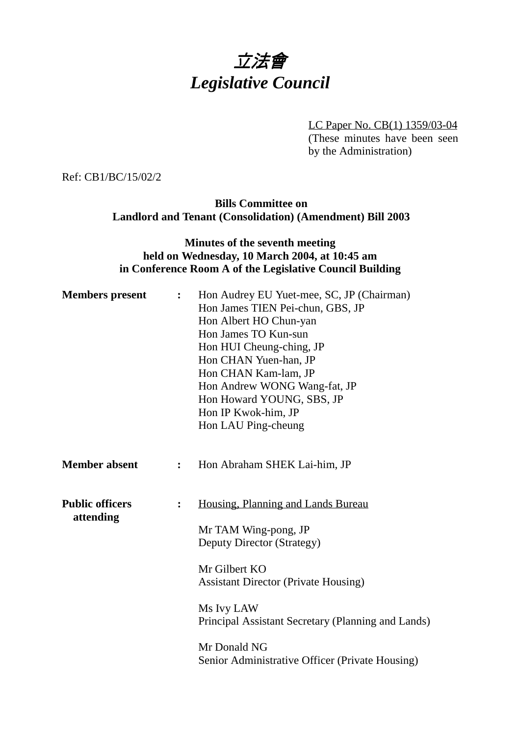# *立法會*
# *Legislative Council*

LC Paper No. CB(1) 1359/03-04
(These minutes have been seen by the Administration)

Ref: CB1/BC/15/02/2

**Bills Committee on**
**Landlord and Tenant (Consolidation) (Amendment) Bill 2003**

**Minutes of the seventh meeting**
**held on Wednesday, 10 March 2004, at 10:45 am**
**in Conference Room A of the Legislative Council Building**

**Members present :**

Hon Audrey EU Yuet-mee, SC, JP (Chairman)
Hon James TIEN Pei-chun, GBS, JP
Hon Albert HO Chun-yan
Hon James TO Kun-sun
Hon HUI Cheung-ching, JP
Hon CHAN Yuen-han, JP
Hon CHAN Kam-lam, JP
Hon Andrew WONG Wang-fat, JP
Hon Howard YOUNG, SBS, JP
Hon IP Kwok-him, JP
Hon LAU Ping-cheung

**Member absent :**

Hon Abraham SHEK Lai-him, JP

**Public officers attending :**

Housing, Planning and Lands Bureau

Mr TAM Wing-pong, JP
Deputy Director (Strategy)

Mr Gilbert KO
Assistant Director (Private Housing)

Ms Ivy LAW
Principal Assistant Secretary (Planning and Lands)

Mr Donald NG
Senior Administrative Officer (Private Housing)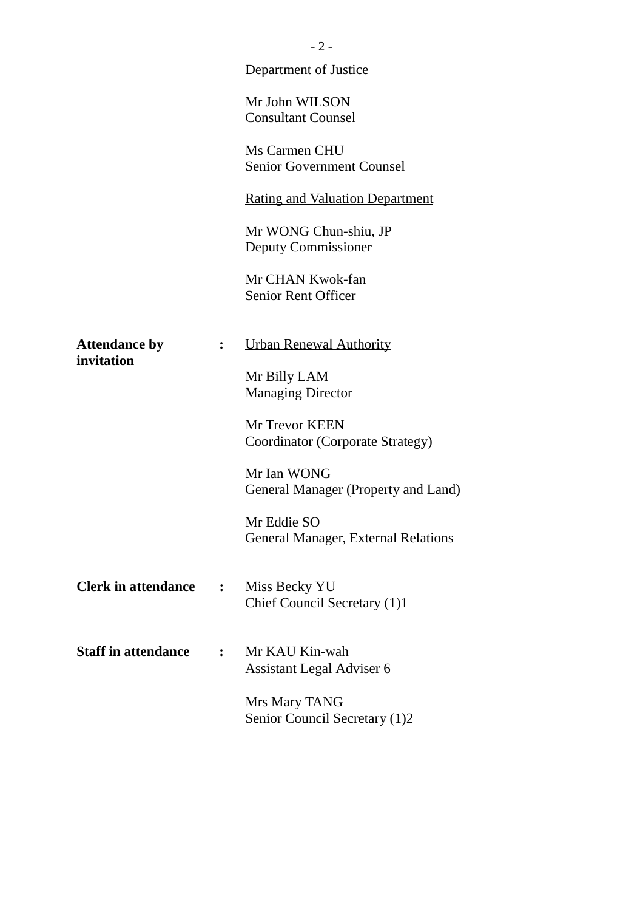Department of Justice

Mr John WILSON
Consultant Counsel

Ms Carmen CHU
Senior Government Counsel

Rating and Valuation Department

Mr WONG Chun-shiu, JP
Deputy Commissioner

Mr CHAN Kwok-fan
Senior Rent Officer

**Attendance by invitation** : Urban Renewal Authority

Mr Billy LAM
Managing Director

Mr Trevor KEEN
Coordinator (Corporate Strategy)

Mr Ian WONG
General Manager (Property and Land)

Mr Eddie SO
General Manager, External Relations

**Clerk in attendance** : Miss Becky YU
Chief Council Secretary (1)1

**Staff in attendance** : Mr KAU Kin-wah
Assistant Legal Adviser 6

Mrs Mary TANG
Senior Council Secretary (1)2

---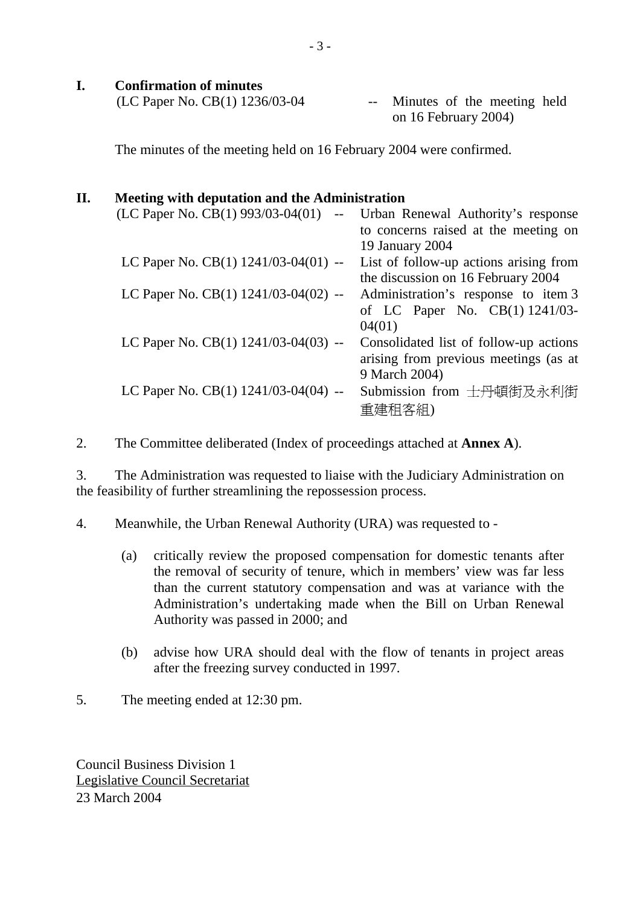## I. Confirmation of minutes

(LC Paper No. CB(1) 1236/03-04 -- Minutes of the meeting held on 16 February 2004)

The minutes of the meeting held on 16 February 2004 were confirmed.

## II. Meeting with deputation and the Administration

| | | |
|---|---|---|
| (LC Paper No. CB(1) 993/03-04(01) | -- | Urban Renewal Authority's response to concerns raised at the meeting on 19 January 2004 |
| LC Paper No. CB(1) 1241/03-04(01) | -- | List of follow-up actions arising from the discussion on 16 February 2004 |
| LC Paper No. CB(1) 1241/03-04(02) | -- | Administration's response to item 3 of LC Paper No. CB(1) 1241/03-04(01) |
| LC Paper No. CB(1) 1241/03-04(03) | -- | Consolidated list of follow-up actions arising from previous meetings (as at 9 March 2004) |
| LC Paper No. CB(1) 1241/03-04(04) | -- | Submission from 士丹頓街及永利街重建租客組) |

2. The Committee deliberated (Index of proceedings attached at **Annex A**).

3. The Administration was requested to liaise with the Judiciary Administration on the feasibility of further streamlining the repossession process.

4. Meanwhile, the Urban Renewal Authority (URA) was requested to -

(a) critically review the proposed compensation for domestic tenants after the removal of security of tenure, which in members' view was far less than the current statutory compensation and was at variance with the Administration's undertaking made when the Bill on Urban Renewal Authority was passed in 2000; and

(b) advise how URA should deal with the flow of tenants in project areas after the freezing survey conducted in 1997.

5. The meeting ended at 12:30 pm.

Council Business Division 1
Legislative Council Secretariat
23 March 2004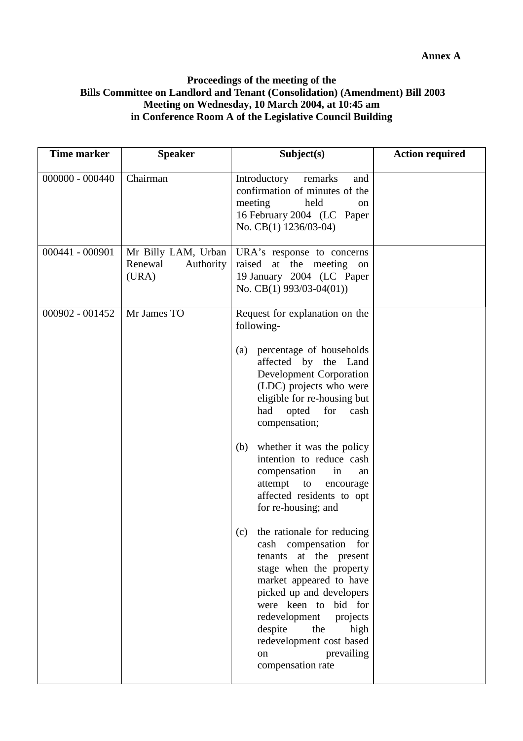**Annex A**

**Proceedings of the meeting of the**
**Bills Committee on Landlord and Tenant (Consolidation) (Amendment) Bill 2003**
**Meeting on Wednesday, 10 March 2004, at 10:45 am**
**in Conference Room A of the Legislative Council Building**

| Time marker | Speaker | Subject(s) | Action required |
|---|---|---|---|
| 000000 - 000440 | Chairman | Introductory remarks and confirmation of minutes of the meeting held on 16 February 2004 (LC Paper No. CB(1) 1236/03-04) | |
| 000441 - 000901 | Mr Billy LAM, Urban Renewal Authority (URA) | URA's response to concerns raised at the meeting on 19 January 2004 (LC Paper No. CB(1) 993/03-04(01)) | |
| 000902 - 001452 | Mr James TO | Request for explanation on the following-<br><br>(a) percentage of households affected by the Land Development Corporation (LDC) projects who were eligible for re-housing but had opted for cash compensation;<br><br>(b) whether it was the policy intention to reduce cash compensation in an attempt to encourage affected residents to opt for re-housing; and<br><br>(c) the rationale for reducing cash compensation for tenants at the present stage when the property market appeared to have picked up and developers were keen to bid for redevelopment projects despite the high redevelopment cost based on prevailing compensation rate | |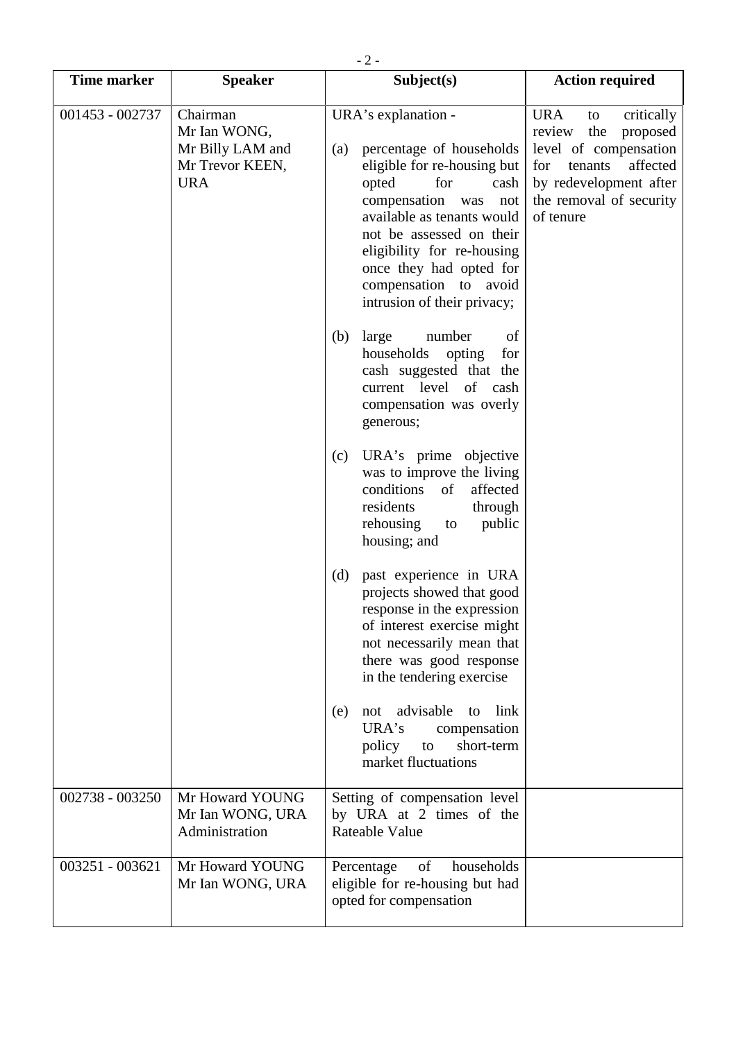| Time marker | Speaker | Subject(s) | Action required |
|---|---|---|---|
| 001453 - 002737 | Chairman<br>Mr Ian WONG,<br>Mr Billy LAM and<br>Mr Trevor KEEN,<br>URA | URA's explanation -<br><br>(a) percentage of households eligible for re-housing but opted for cash compensation was not available as tenants would not be assessed on their eligibility for re-housing once they had opted for compensation to avoid intrusion of their privacy;<br><br>(b) large number of households opting for cash suggested that the current level of cash compensation was overly generous;<br><br>(c) URA's prime objective was to improve the living conditions of affected residents through rehousing to public housing; and<br><br>(d) past experience in URA projects showed that good response in the expression of interest exercise might not necessarily mean that there was good response in the tendering exercise<br><br>(e) not advisable to link URA's compensation policy to short-term market fluctuations | URA to critically review the proposed level of compensation for tenants affected by redevelopment after the removal of security of tenure |
| 002738 - 003250 | Mr Howard YOUNG<br>Mr Ian WONG, URA<br>Administration | Setting of compensation level by URA at 2 times of the Rateable Value | |
| 003251 - 003621 | Mr Howard YOUNG<br>Mr Ian WONG, URA | Percentage of households eligible for re-housing but had opted for compensation | |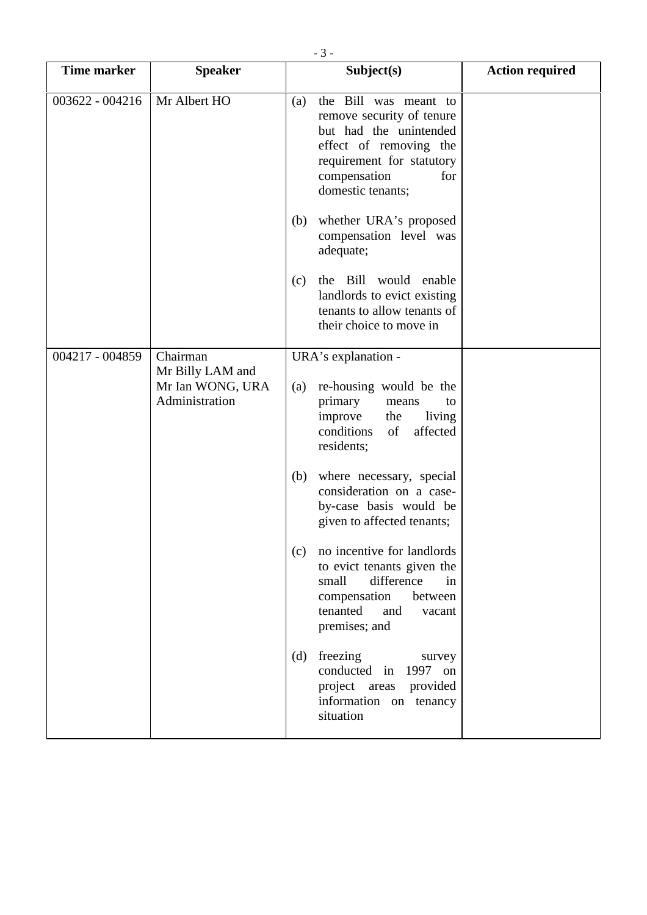| Time marker | Speaker | Subject(s) | Action required |
|---|---|---|---|
| 003622 - 004216 | Mr Albert HO | (a) the Bill was meant to remove security of tenure but had the unintended effect of removing the requirement for statutory compensation for domestic tenants;<br><br>(b) whether URA's proposed compensation level was adequate;<br><br>(c) the Bill would enable landlords to evict existing tenants to allow tenants of their choice to move in | |
| 004217 - 004859 | Chairman<br>Mr Billy LAM and Mr Ian WONG, URA<br>Administration | URA's explanation -<br><br>(a) re-housing would be the primary means to improve the living conditions of affected residents;<br><br>(b) where necessary, special consideration on a case-by-case basis would be given to affected tenants;<br><br>(c) no incentive for landlords to evict tenants given the small difference in compensation between tenanted and vacant premises; and<br><br>(d) freezing survey conducted in 1997 on project areas provided information on tenancy situation | |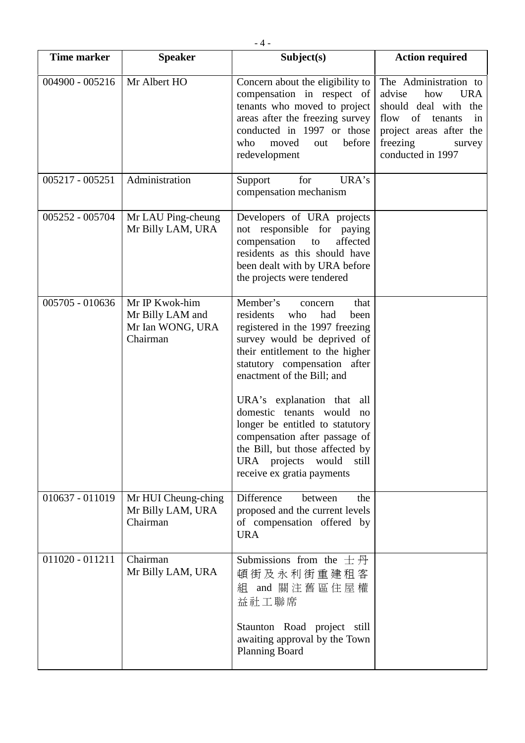| Time marker | Speaker | Subject(s) | Action required |
|---|---|---|---|
| 004900 - 005216 | Mr Albert HO | Concern about the eligibility to compensation in respect of tenants who moved to project areas after the freezing survey conducted in 1997 or those who moved out before redevelopment | The Administration to advise how URA should deal with the flow of tenants in project areas after the freezing survey conducted in 1997 |
| 005217 - 005251 | Administration | Support for URA's compensation mechanism | |
| 005252 - 005704 | Mr LAU Ping-cheung<br>Mr Billy LAM, URA | Developers of URA projects not responsible for paying compensation to affected residents as this should have been dealt with by URA before the projects were tendered | |
| 005705 - 010636 | Mr IP Kwok-him<br>Mr Billy LAM and Mr Ian WONG, URA<br>Chairman | Member's concern that residents who had been registered in the 1997 freezing survey would be deprived of their entitlement to the higher statutory compensation after enactment of the Bill; and<br><br>URA's explanation that all domestic tenants would no longer be entitled to statutory compensation after passage of the Bill, but those affected by URA projects would still receive ex gratia payments | |
| 010637 - 011019 | Mr HUI Cheung-ching<br>Mr Billy LAM, URA<br>Chairman | Difference between the proposed and the current levels of compensation offered by URA | |
| 011020 - 011211 | Chairman<br>Mr Billy LAM, URA | Submissions from the 士丹頓街及永利街重建租客組 and 關注舊區住屋權益社工聯席<br><br>Staunton Road project still awaiting approval by the Town Planning Board | |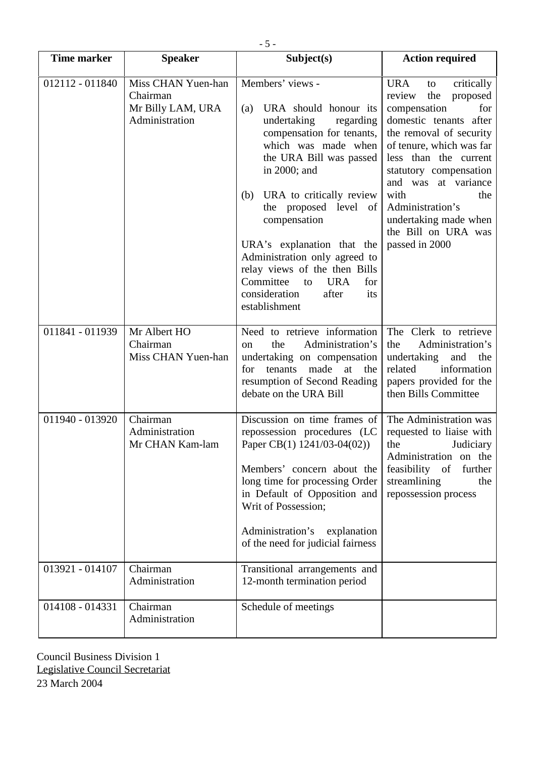| Time marker | Speaker | Subject(s) | Action required |
|---|---|---|---|
| 012112 - 011840 | Miss CHAN Yuen-han<br>Chairman<br>Mr Billy LAM, URA<br>Administration | Members' views -<br><br>(a) URA should honour its undertaking regarding compensation for tenants, which was made when the URA Bill was passed in 2000; and<br><br>(b) URA to critically review the proposed level of compensation<br><br>URA's explanation that the Administration only agreed to relay views of the then Bills Committee to URA for consideration after its establishment | URA to critically review the proposed compensation for domestic tenants after the removal of security of tenure, which was far less than the current statutory compensation and was at variance with the Administration's undertaking made when the Bill on URA was passed in 2000 |
| 011841 - 011939 | Mr Albert HO<br>Chairman<br>Miss CHAN Yuen-han | Need to retrieve information on the Administration's undertaking on compensation for tenants made at the resumption of Second Reading debate on the URA Bill | The Clerk to retrieve the Administration's undertaking and the related information papers provided for the then Bills Committee |
| 011940 - 013920 | Chairman<br>Administration<br>Mr CHAN Kam-lam | Discussion on time frames of repossession procedures (LC Paper CB(1) 1241/03-04(02))<br><br>Members' concern about the long time for processing Order in Default of Opposition and Writ of Possession;<br><br>Administration's explanation of the need for judicial fairness | The Administration was requested to liaise with the Judiciary Administration on the feasibility of further streamlining the repossession process |
| 013921 - 014107 | Chairman<br>Administration | Transitional arrangements and 12-month termination period | |
| 014108 - 014331 | Chairman<br>Administration | Schedule of meetings | |

Council Business Division 1
Legislative Council Secretariat
23 March 2004